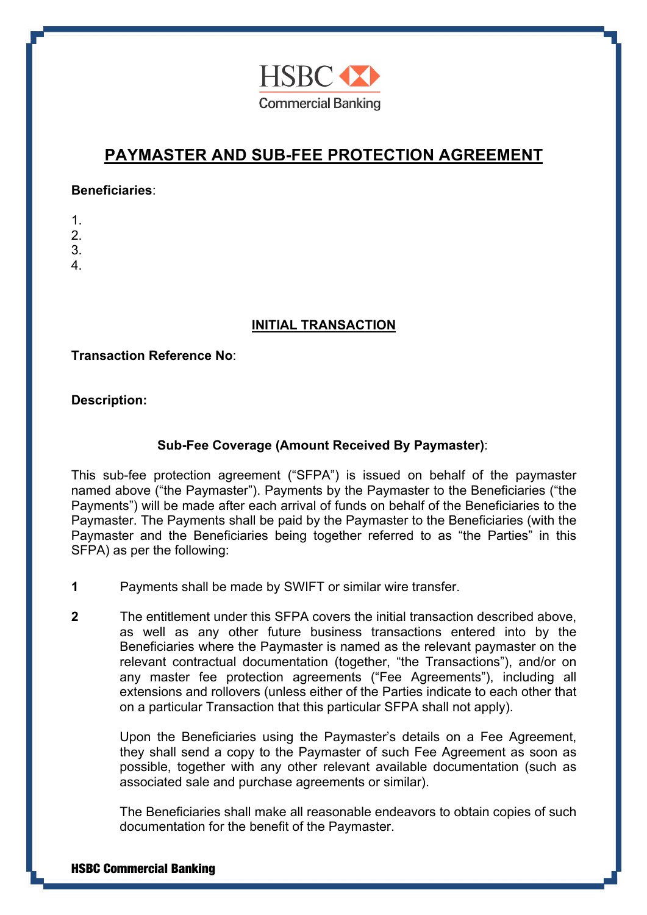HSBC Commercial Banking

# PAYMASTER AND SUB-FEE PROTECTION AGREEMENT

**Beneficiaries**:

1.
2.
3.
4.

## INITIAL TRANSACTION

**Transaction Reference No**:

**Description:**

**Sub-Fee Coverage (Amount Received By Paymaster)**:

This sub-fee protection agreement ("SFPA") is issued on behalf of the paymaster named above ("the Paymaster"). Payments by the Paymaster to the Beneficiaries ("the Payments") will be made after each arrival of funds on behalf of the Beneficiaries to the Paymaster. The Payments shall be paid by the Paymaster to the Beneficiaries (with the Paymaster and the Beneficiaries being together referred to as "the Parties" in this SFPA) as per the following:

**1** Payments shall be made by SWIFT or similar wire transfer.

**2** The entitlement under this SFPA covers the initial transaction described above, as well as any other future business transactions entered into by the Beneficiaries where the Paymaster is named as the relevant paymaster on the relevant contractual documentation (together, "the Transactions"), and/or on any master fee protection agreements ("Fee Agreements"), including all extensions and rollovers (unless either of the Parties indicate to each other that on a particular Transaction that this particular SFPA shall not apply).

Upon the Beneficiaries using the Paymaster's details on a Fee Agreement, they shall send a copy to the Paymaster of such Fee Agreement as soon as possible, together with any other relevant available documentation (such as associated sale and purchase agreements or similar).

The Beneficiaries shall make all reasonable endeavors to obtain copies of such documentation for the benefit of the Paymaster.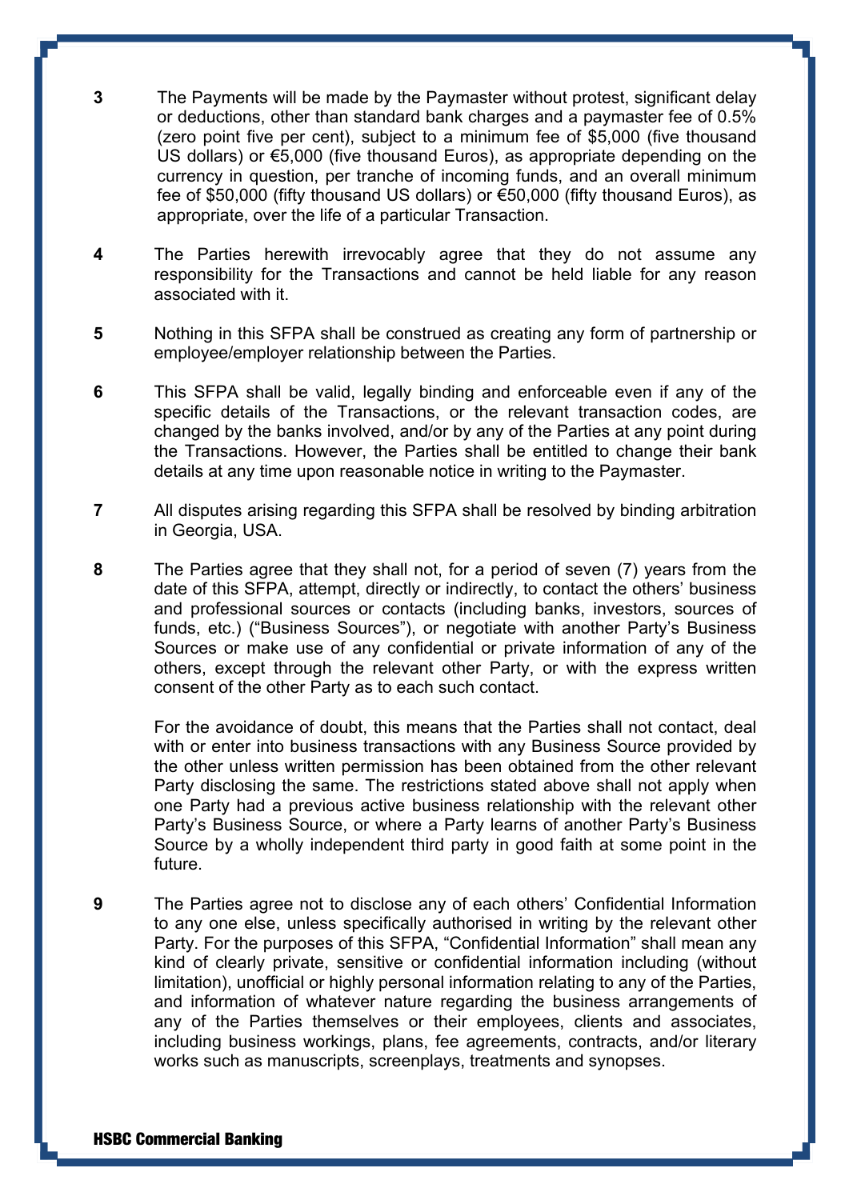**3** The Payments will be made by the Paymaster without protest, significant delay or deductions, other than standard bank charges and a paymaster fee of 0.5% (zero point five per cent), subject to a minimum fee of $5,000 (five thousand US dollars) or €5,000 (five thousand Euros), as appropriate depending on the currency in question, per tranche of incoming funds, and an overall minimum fee of $50,000 (fifty thousand US dollars) or €50,000 (fifty thousand Euros), as appropriate, over the life of a particular Transaction.

**4** The Parties herewith irrevocably agree that they do not assume any responsibility for the Transactions and cannot be held liable for any reason associated with it.

**5** Nothing in this SFPA shall be construed as creating any form of partnership or employee/employer relationship between the Parties.

**6** This SFPA shall be valid, legally binding and enforceable even if any of the specific details of the Transactions, or the relevant transaction codes, are changed by the banks involved, and/or by any of the Parties at any point during the Transactions. However, the Parties shall be entitled to change their bank details at any time upon reasonable notice in writing to the Paymaster.

**7** All disputes arising regarding this SFPA shall be resolved by binding arbitration in Georgia, USA.

**8** The Parties agree that they shall not, for a period of seven (7) years from the date of this SFPA, attempt, directly or indirectly, to contact the others' business and professional sources or contacts (including banks, investors, sources of funds, etc.) ("Business Sources"), or negotiate with another Party's Business Sources or make use of any confidential or private information of any of the others, except through the relevant other Party, or with the express written consent of the other Party as to each such contact.

For the avoidance of doubt, this means that the Parties shall not contact, deal with or enter into business transactions with any Business Source provided by the other unless written permission has been obtained from the other relevant Party disclosing the same. The restrictions stated above shall not apply when one Party had a previous active business relationship with the relevant other Party's Business Source, or where a Party learns of another Party's Business Source by a wholly independent third party in good faith at some point in the future.

**9** The Parties agree not to disclose any of each others' Confidential Information to any one else, unless specifically authorised in writing by the relevant other Party. For the purposes of this SFPA, "Confidential Information" shall mean any kind of clearly private, sensitive or confidential information including (without limitation), unofficial or highly personal information relating to any of the Parties, and information of whatever nature regarding the business arrangements of any of the Parties themselves or their employees, clients and associates, including business workings, plans, fee agreements, contracts, and/or literary works such as manuscripts, screenplays, treatments and synopses.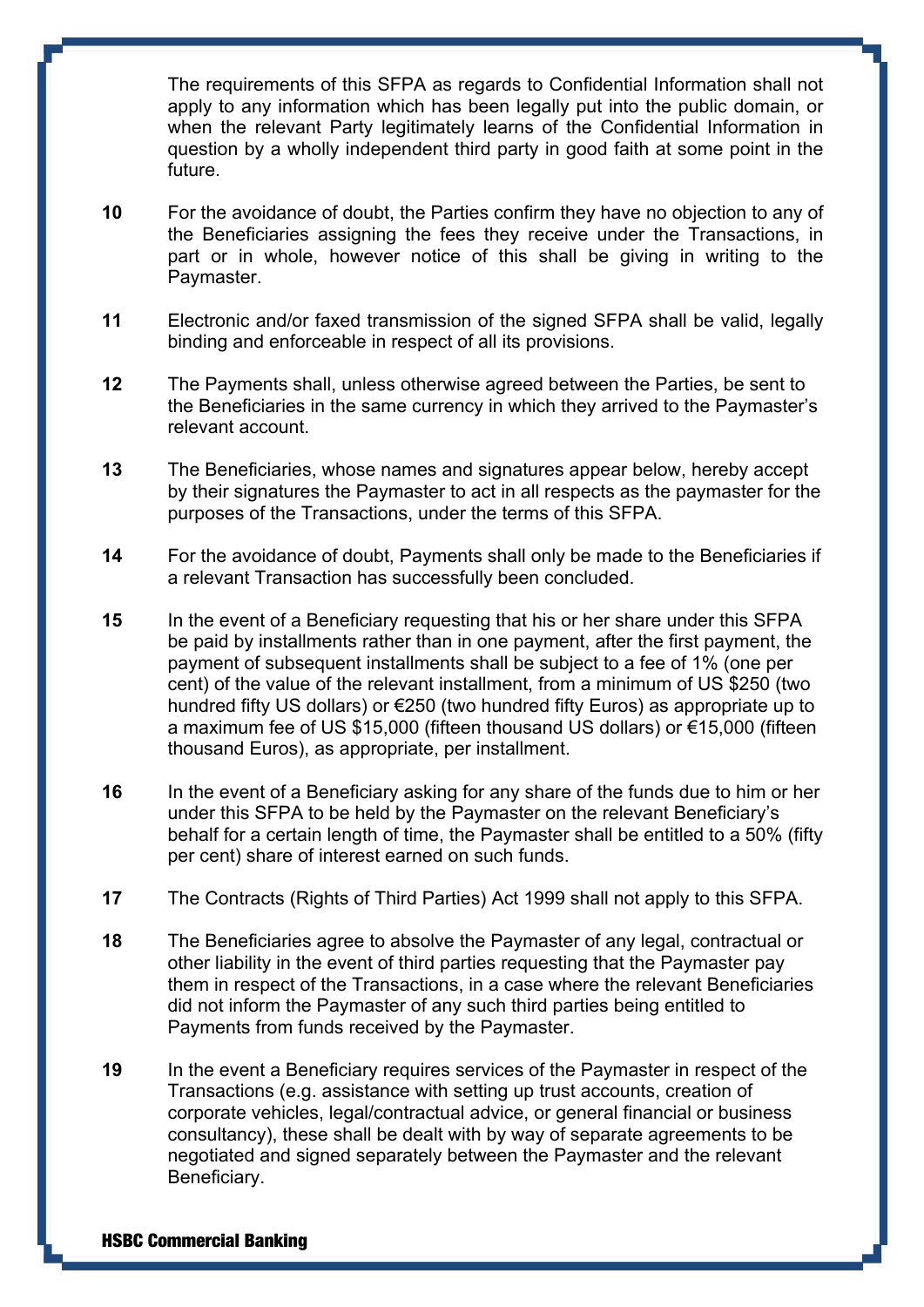The requirements of this SFPA as regards to Confidential Information shall not apply to any information which has been legally put into the public domain, or when the relevant Party legitimately learns of the Confidential Information in question by a wholly independent third party in good faith at some point in the future.

**10** For the avoidance of doubt, the Parties confirm they have no objection to any of the Beneficiaries assigning the fees they receive under the Transactions, in part or in whole, however notice of this shall be giving in writing to the Paymaster.

**11** Electronic and/or faxed transmission of the signed SFPA shall be valid, legally binding and enforceable in respect of all its provisions.

**12** The Payments shall, unless otherwise agreed between the Parties, be sent to the Beneficiaries in the same currency in which they arrived to the Paymaster's relevant account.

**13** The Beneficiaries, whose names and signatures appear below, hereby accept by their signatures the Paymaster to act in all respects as the paymaster for the purposes of the Transactions, under the terms of this SFPA.

**14** For the avoidance of doubt, Payments shall only be made to the Beneficiaries if a relevant Transaction has successfully been concluded.

**15** In the event of a Beneficiary requesting that his or her share under this SFPA be paid by installments rather than in one payment, after the first payment, the payment of subsequent installments shall be subject to a fee of 1% (one per cent) of the value of the relevant installment, from a minimum of US $250 (two hundred fifty US dollars) or €250 (two hundred fifty Euros) as appropriate up to a maximum fee of US $15,000 (fifteen thousand US dollars) or €15,000 (fifteen thousand Euros), as appropriate, per installment.

**16** In the event of a Beneficiary asking for any share of the funds due to him or her under this SFPA to be held by the Paymaster on the relevant Beneficiary's behalf for a certain length of time, the Paymaster shall be entitled to a 50% (fifty per cent) share of interest earned on such funds.

**17** The Contracts (Rights of Third Parties) Act 1999 shall not apply to this SFPA.

**18** The Beneficiaries agree to absolve the Paymaster of any legal, contractual or other liability in the event of third parties requesting that the Paymaster pay them in respect of the Transactions, in a case where the relevant Beneficiaries did not inform the Paymaster of any such third parties being entitled to Payments from funds received by the Paymaster.

**19** In the event a Beneficiary requires services of the Paymaster in respect of the Transactions (e.g. assistance with setting up trust accounts, creation of corporate vehicles, legal/contractual advice, or general financial or business consultancy), these shall be dealt with by way of separate agreements to be negotiated and signed separately between the Paymaster and the relevant Beneficiary.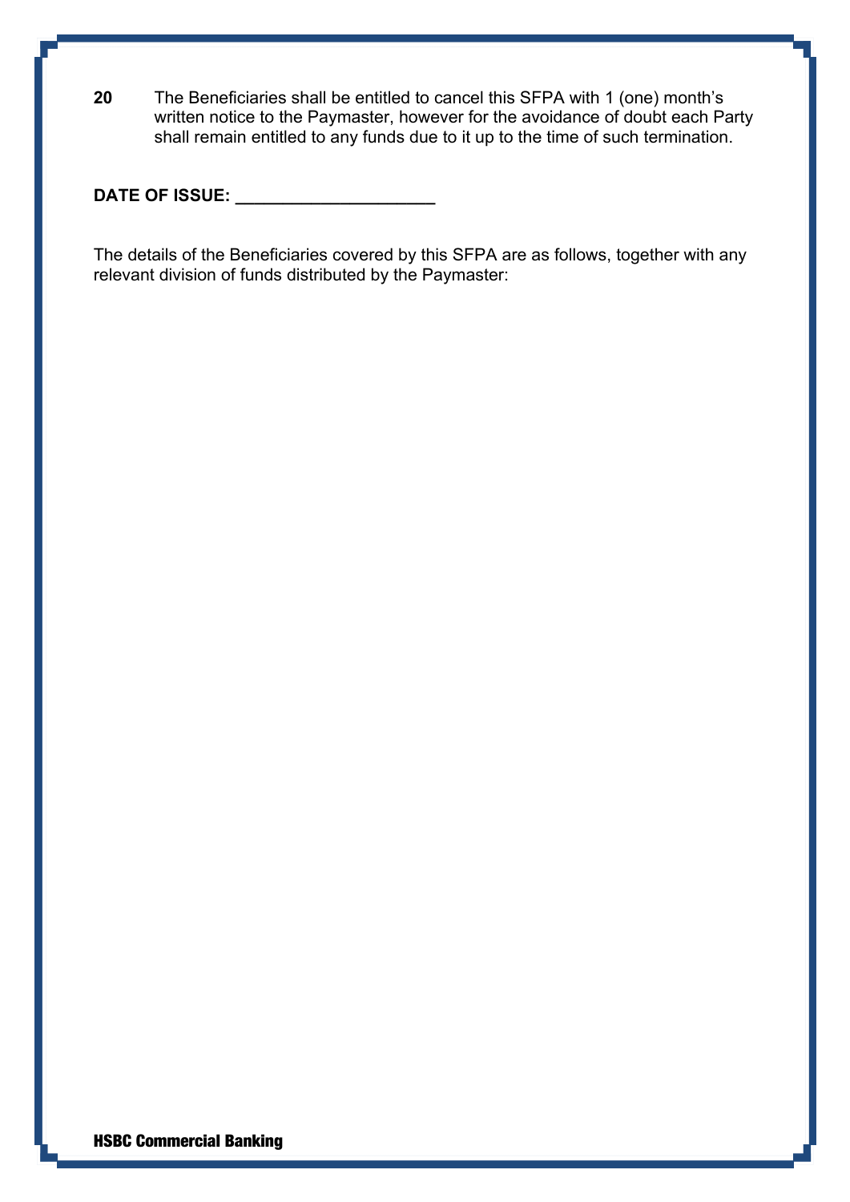**20** The Beneficiaries shall be entitled to cancel this SFPA with 1 (one) month's written notice to the Paymaster, however for the avoidance of doubt each Party shall remain entitled to any funds due to it up to the time of such termination.

**DATE OF ISSUE: ____________________**

The details of the Beneficiaries covered by this SFPA are as follows, together with any relevant division of funds distributed by the Paymaster: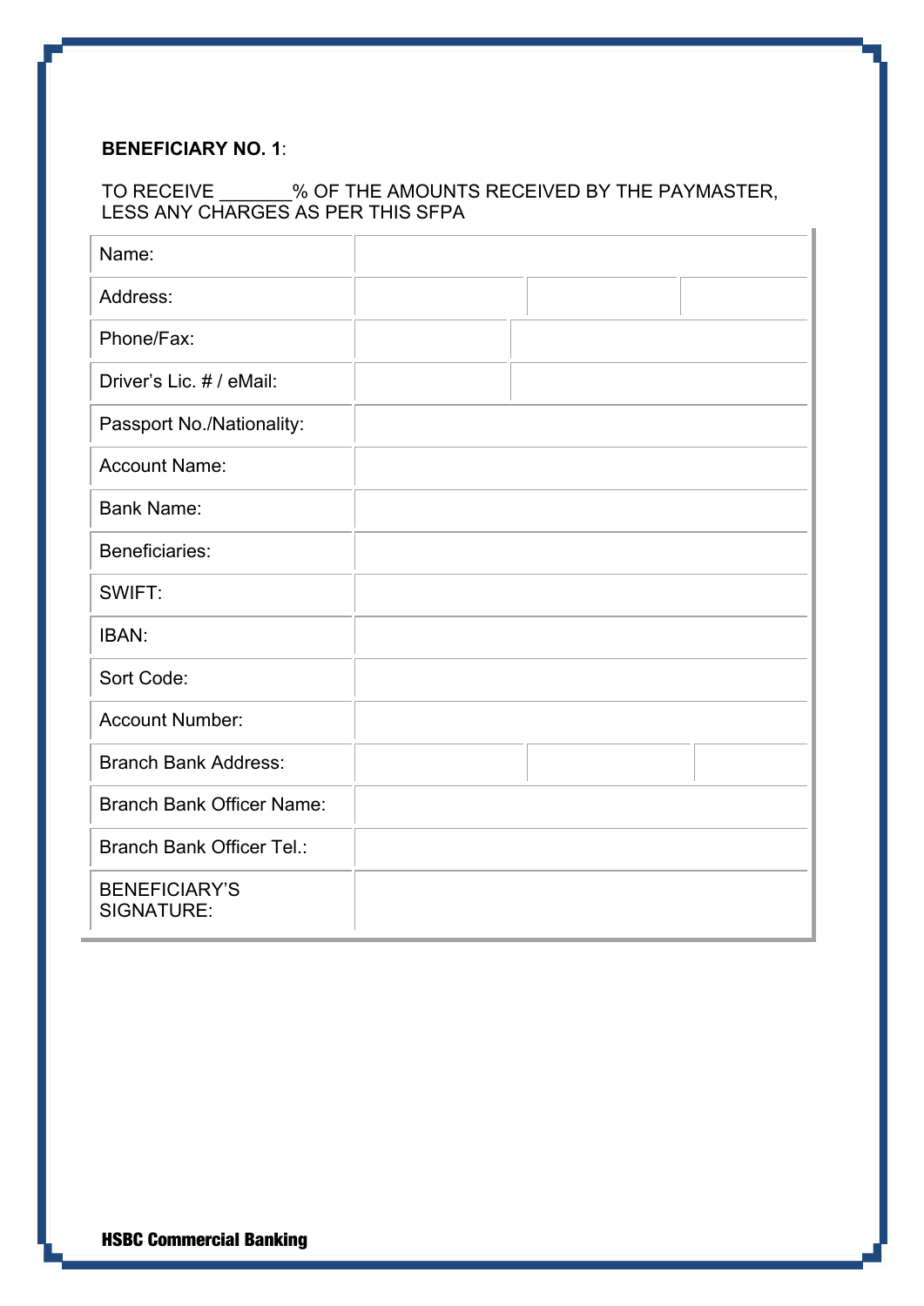**BENEFICIARY NO. 1**:

TO RECEIVE _______% OF THE AMOUNTS RECEIVED BY THE PAYMASTER, LESS ANY CHARGES AS PER THIS SFPA

| | | | |
|---|---|---|---|
| Name: | | | |
| Address: | | | |
| Phone/Fax: | | | |
| Driver's Lic. # / eMail: | | | |
| Passport No./Nationality: | | | |
| Account Name: | | | |
| Bank Name: | | | |
| Beneficiaries: | | | |
| SWIFT: | | | |
| IBAN: | | | |
| Sort Code: | | | |
| Account Number: | | | |
| Branch Bank Address: | | | |
| Branch Bank Officer Name: | | | |
| Branch Bank Officer Tel.: | | | |
| BENEFICIARY'S SIGNATURE: | | | |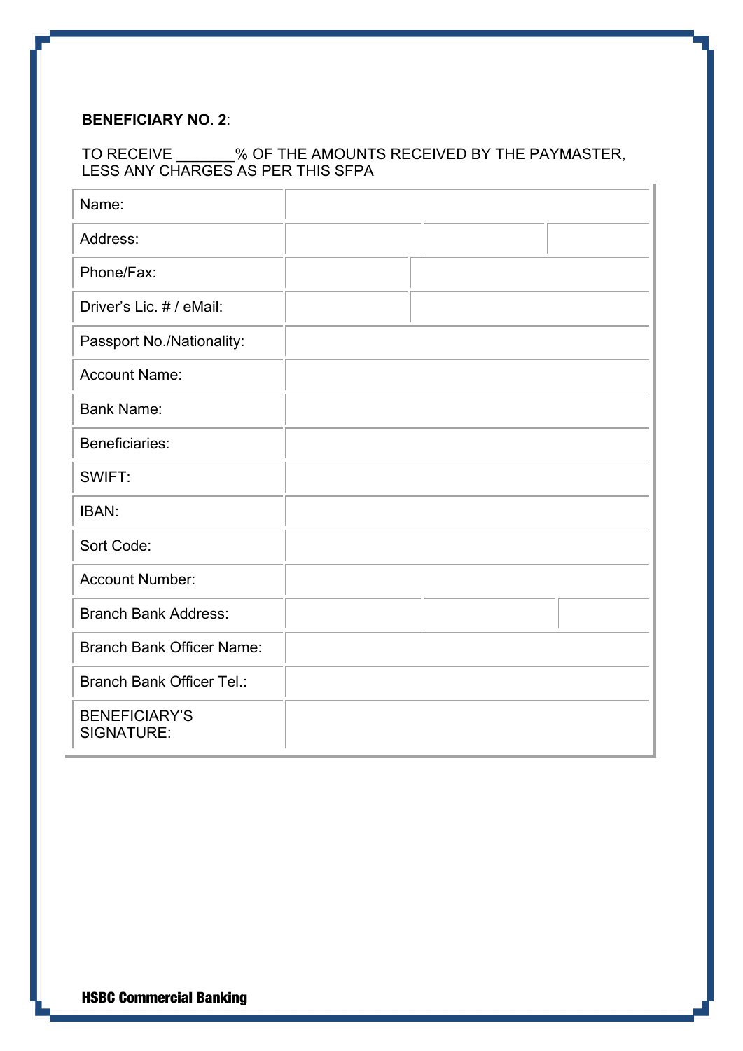**BENEFICIARY NO. 2**:

TO RECEIVE _______% OF THE AMOUNTS RECEIVED BY THE PAYMASTER, LESS ANY CHARGES AS PER THIS SFPA

| | | | |
|---|---|---|---|
| Name: | | | |
| Address: | | | |
| Phone/Fax: | | | |
| Driver's Lic. # / eMail: | | | |
| Passport No./Nationality: | | | |
| Account Name: | | | |
| Bank Name: | | | |
| Beneficiaries: | | | |
| SWIFT: | | | |
| IBAN: | | | |
| Sort Code: | | | |
| Account Number: | | | |
| Branch Bank Address: | | | |
| Branch Bank Officer Name: | | | |
| Branch Bank Officer Tel.: | | | |
| BENEFICIARY'S SIGNATURE: | | | |

**HSBC Commercial Banking**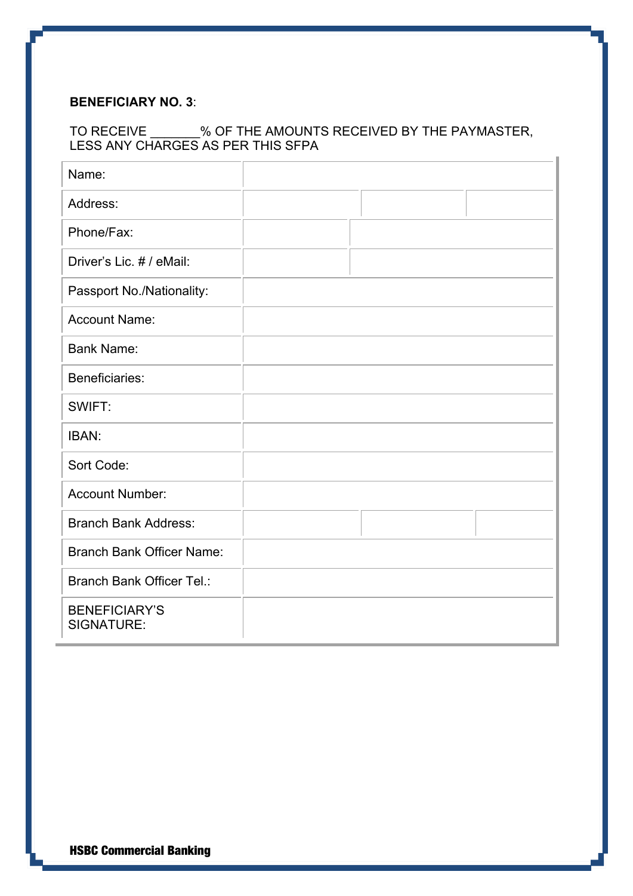**BENEFICIARY NO. 3**:

TO RECEIVE _______% OF THE AMOUNTS RECEIVED BY THE PAYMASTER, LESS ANY CHARGES AS PER THIS SFPA

| | | | |
|---|---|---|---|
| Name: | | | |
| Address: | | | |
| Phone/Fax: | | | |
| Driver's Lic. # / eMail: | | | |
| Passport No./Nationality: | | | |
| Account Name: | | | |
| Bank Name: | | | |
| Beneficiaries: | | | |
| SWIFT: | | | |
| IBAN: | | | |
| Sort Code: | | | |
| Account Number: | | | |
| Branch Bank Address: | | | |
| Branch Bank Officer Name: | | | |
| Branch Bank Officer Tel.: | | | |
| BENEFICIARY'S SIGNATURE: | | | |

**HSBC Commercial Banking**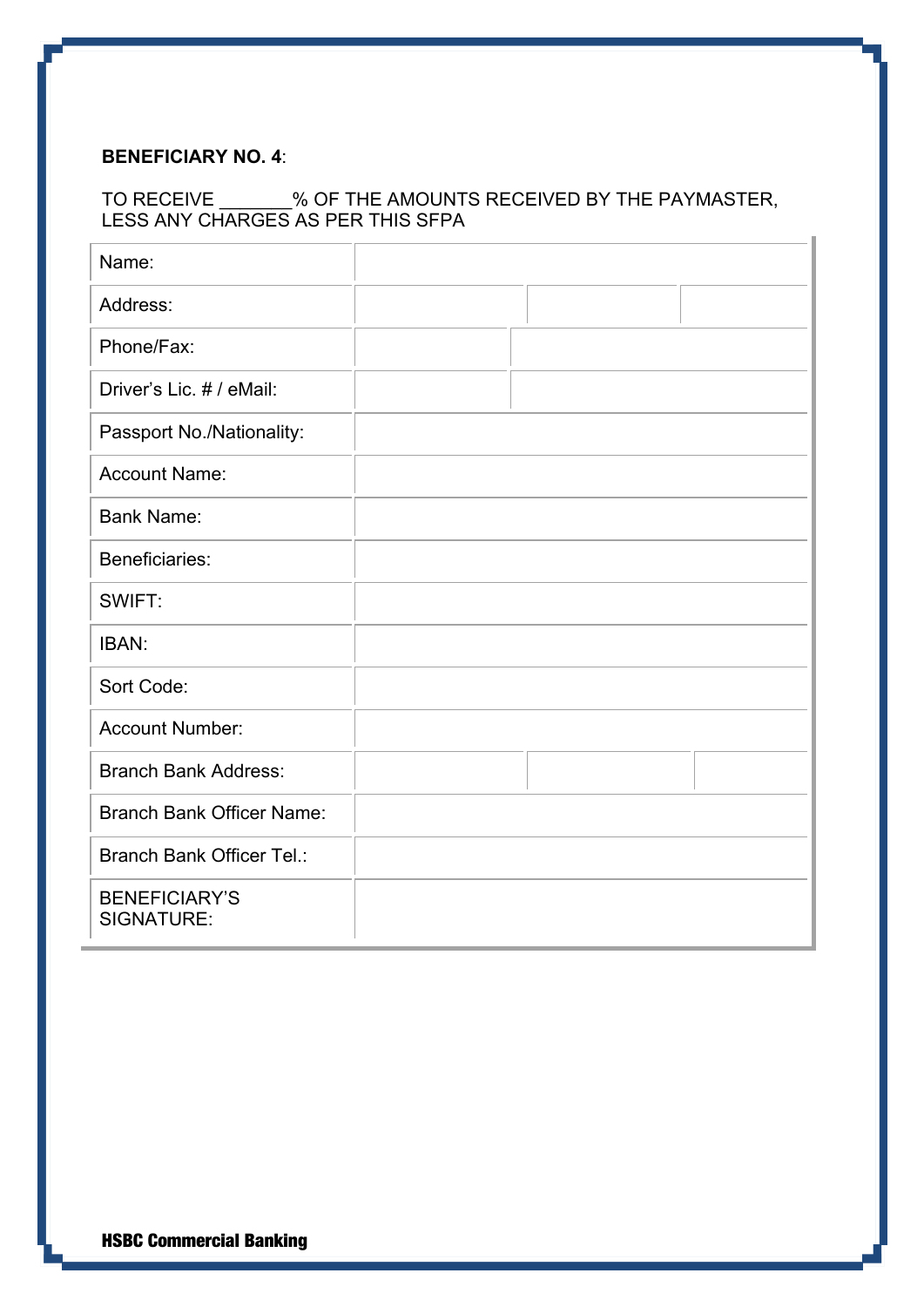**BENEFICIARY NO. 4**:

TO RECEIVE _______% OF THE AMOUNTS RECEIVED BY THE PAYMASTER, LESS ANY CHARGES AS PER THIS SFPA

| | | | |
|---|---|---|---|
| Name: | | | |
| Address: | | | |
| Phone/Fax: | | | |
| Driver's Lic. # / eMail: | | | |
| Passport No./Nationality: | | | |
| Account Name: | | | |
| Bank Name: | | | |
| Beneficiaries: | | | |
| SWIFT: | | | |
| IBAN: | | | |
| Sort Code: | | | |
| Account Number: | | | |
| Branch Bank Address: | | | |
| Branch Bank Officer Name: | | | |
| Branch Bank Officer Tel.: | | | |
| BENEFICIARY'S SIGNATURE: | | | |

**HSBC Commercial Banking**